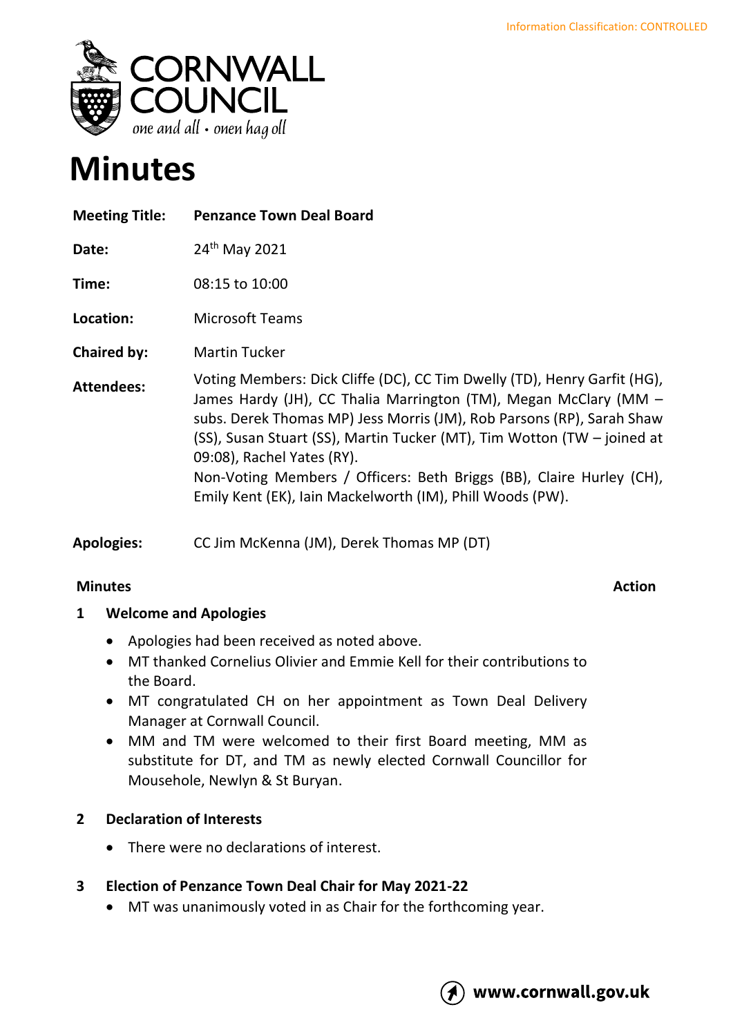Information Classification: CONTROLLED

# Minutes

| | |
|---|---|
| **Meeting Title:** | **Penzance Town Deal Board** |
| **Date:** | 24th May 2021 |
| **Time:** | 08:15 to 10:00 |
| **Location:** | Microsoft Teams |
| **Chaired by:** | Martin Tucker |
| **Attendees:** | Voting Members: Dick Cliffe (DC), CC Tim Dwelly (TD), Henry Garfit (HG), James Hardy (JH), CC Thalia Marrington (TM), Megan McClary (MM – subs. Derek Thomas MP) Jess Morris (JM), Rob Parsons (RP), Sarah Shaw (SS), Susan Stuart (SS), Martin Tucker (MT), Tim Wotton (TW – joined at 09:08), Rachel Yates (RY). Non-Voting Members / Officers: Beth Briggs (BB), Claire Hurley (CH), Emily Kent (EK), Iain Mackelworth (IM), Phill Woods (PW). |
| **Apologies:** | CC Jim McKenna (JM), Derek Thomas MP (DT) |

**Minutes** **Action**

## 1 Welcome and Apologies

- Apologies had been received as noted above.
- MT thanked Cornelius Olivier and Emmie Kell for their contributions to the Board.
- MT congratulated CH on her appointment as Town Deal Delivery Manager at Cornwall Council.
- MM and TM were welcomed to their first Board meeting, MM as substitute for DT, and TM as newly elected Cornwall Councillor for Mousehole, Newlyn & St Buryan.

## 2 Declaration of Interests

- There were no declarations of interest.

## 3 Election of Penzance Town Deal Chair for May 2021-22

- MT was unanimously voted in as Chair for the forthcoming year.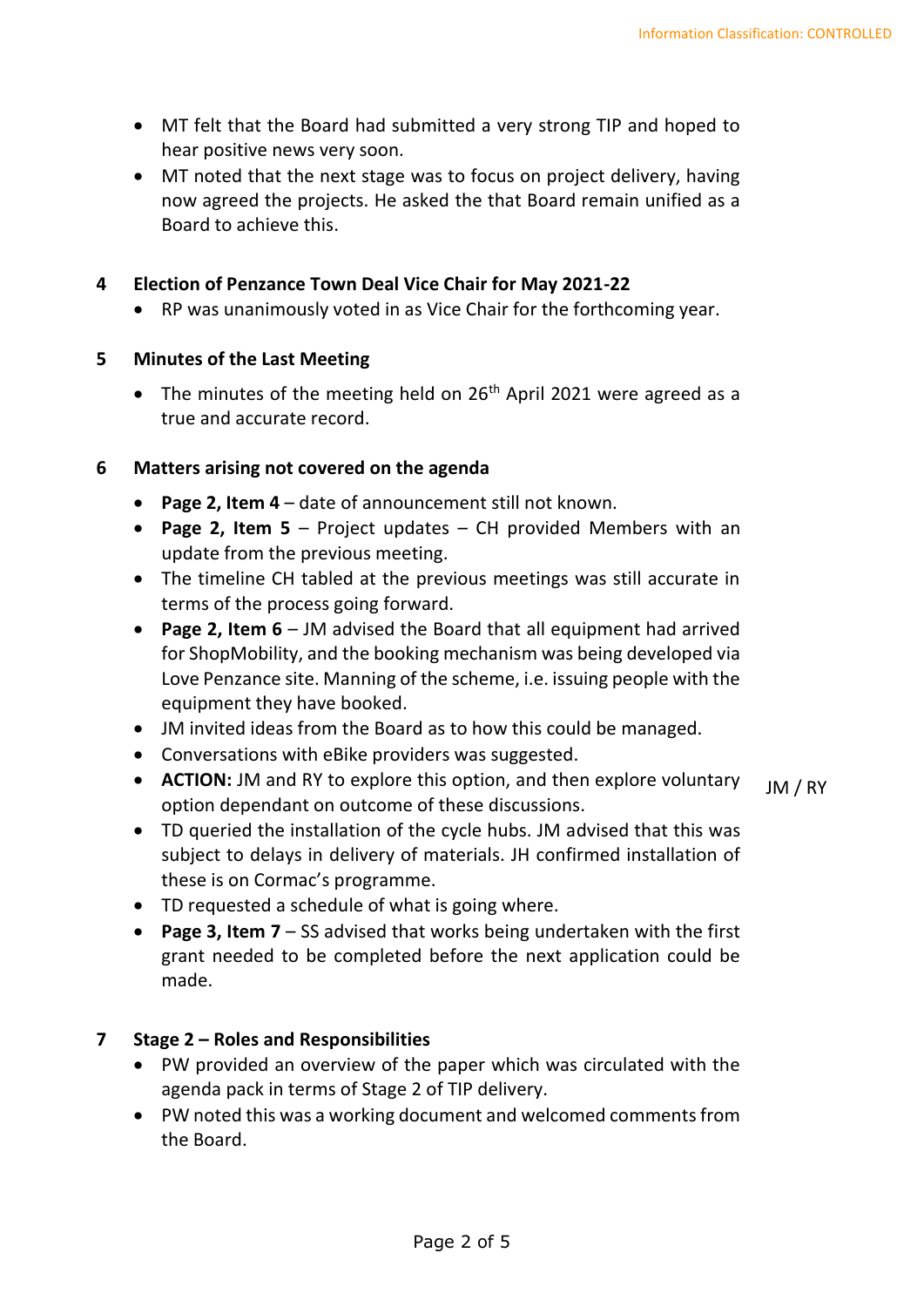- MT felt that the Board had submitted a very strong TIP and hoped to hear positive news very soon.
- MT noted that the next stage was to focus on project delivery, having now agreed the projects. He asked the that Board remain unified as a Board to achieve this.

**4 Election of Penzance Town Deal Vice Chair for May 2021-22**

- RP was unanimously voted in as Vice Chair for the forthcoming year.

**5 Minutes of the Last Meeting**

- The minutes of the meeting held on 26th April 2021 were agreed as a true and accurate record.

**6 Matters arising not covered on the agenda**

- **Page 2, Item 4** – date of announcement still not known.
- **Page 2, Item 5** – Project updates – CH provided Members with an update from the previous meeting.
- The timeline CH tabled at the previous meetings was still accurate in terms of the process going forward.
- **Page 2, Item 6** – JM advised the Board that all equipment had arrived for ShopMobility, and the booking mechanism was being developed via Love Penzance site. Manning of the scheme, i.e. issuing people with the equipment they have booked.
- JM invited ideas from the Board as to how this could be managed.
- Conversations with eBike providers was suggested.
- **ACTION:** JM and RY to explore this option, and then explore voluntary option dependant on outcome of these discussions. JM / RY
- TD queried the installation of the cycle hubs. JM advised that this was subject to delays in delivery of materials. JH confirmed installation of these is on Cormac's programme.
- TD requested a schedule of what is going where.
- **Page 3, Item 7** – SS advised that works being undertaken with the first grant needed to be completed before the next application could be made.

**7 Stage 2 – Roles and Responsibilities**

- PW provided an overview of the paper which was circulated with the agenda pack in terms of Stage 2 of TIP delivery.
- PW noted this was a working document and welcomed comments from the Board.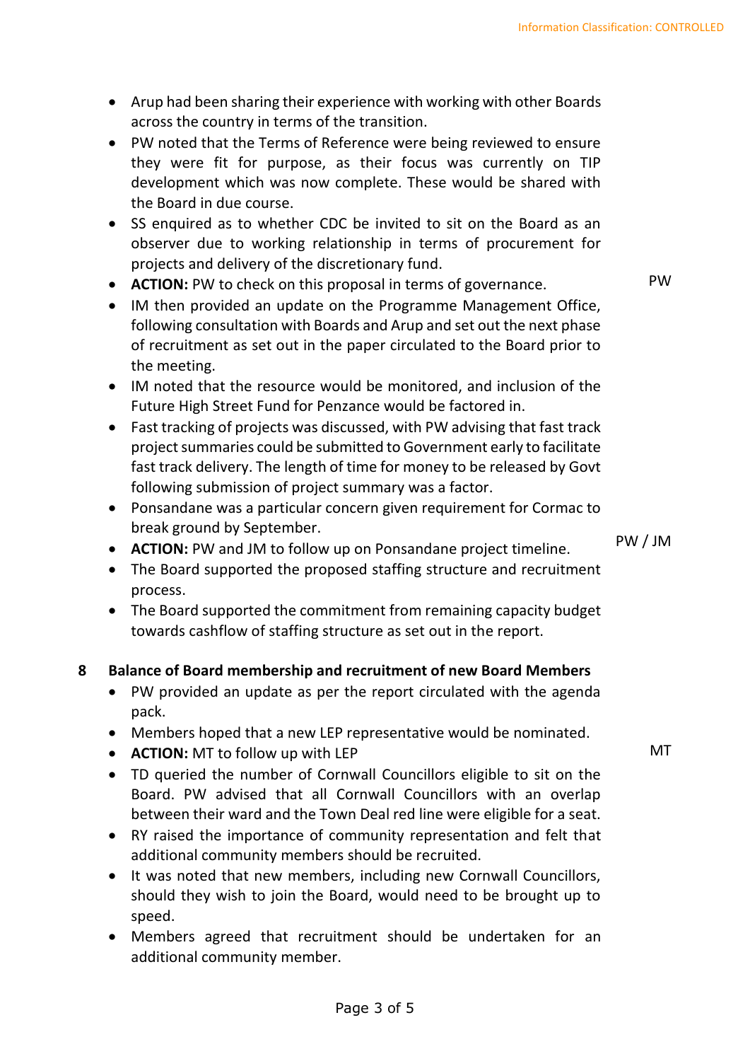- Arup had been sharing their experience with working with other Boards across the country in terms of the transition.
- PW noted that the Terms of Reference were being reviewed to ensure they were fit for purpose, as their focus was currently on TIP development which was now complete. These would be shared with the Board in due course.
- SS enquired as to whether CDC be invited to sit on the Board as an observer due to working relationship in terms of procurement for projects and delivery of the discretionary fund.
- **ACTION:** PW to check on this proposal in terms of governance. — PW
- IM then provided an update on the Programme Management Office, following consultation with Boards and Arup and set out the next phase of recruitment as set out in the paper circulated to the Board prior to the meeting.
- IM noted that the resource would be monitored, and inclusion of the Future High Street Fund for Penzance would be factored in.
- Fast tracking of projects was discussed, with PW advising that fast track project summaries could be submitted to Government early to facilitate fast track delivery. The length of time for money to be released by Govt following submission of project summary was a factor.
- Ponsandane was a particular concern given requirement for Cormac to break ground by September.
- **ACTION:** PW and JM to follow up on Ponsandane project timeline. — PW / JM
- The Board supported the proposed staffing structure and recruitment process.
- The Board supported the commitment from remaining capacity budget towards cashflow of staffing structure as set out in the report.

**8 Balance of Board membership and recruitment of new Board Members**

- PW provided an update as per the report circulated with the agenda pack.
- Members hoped that a new LEP representative would be nominated.
- **ACTION:** MT to follow up with LEP — MT
- TD queried the number of Cornwall Councillors eligible to sit on the Board. PW advised that all Cornwall Councillors with an overlap between their ward and the Town Deal red line were eligible for a seat.
- RY raised the importance of community representation and felt that additional community members should be recruited.
- It was noted that new members, including new Cornwall Councillors, should they wish to join the Board, would need to be brought up to speed.
- Members agreed that recruitment should be undertaken for an additional community member.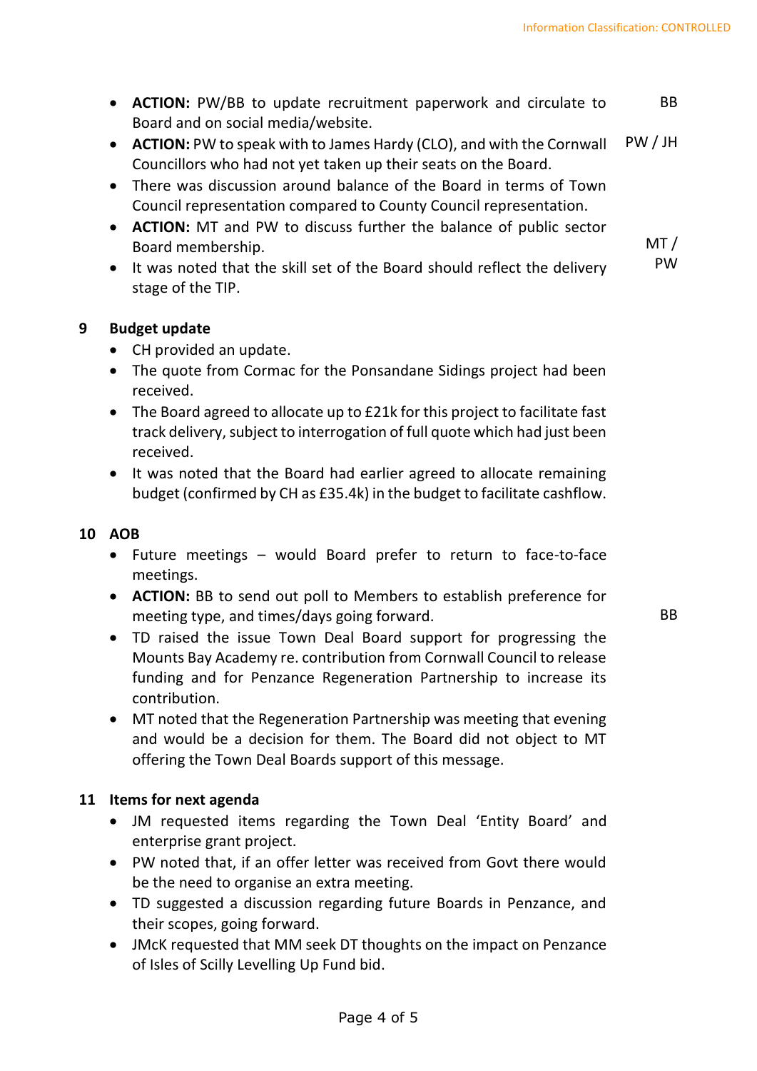- **ACTION:** PW/BB to update recruitment paperwork and circulate to Board and on social media/website. BB
- **ACTION:** PW to speak with to James Hardy (CLO), and with the Cornwall Councillors who had not yet taken up their seats on the Board. PW / JH
- There was discussion around balance of the Board in terms of Town Council representation compared to County Council representation.
- **ACTION:** MT and PW to discuss further the balance of public sector Board membership. MT / PW
- It was noted that the skill set of the Board should reflect the delivery stage of the TIP.

## 9 Budget update

- CH provided an update.
- The quote from Cormac for the Ponsandane Sidings project had been received.
- The Board agreed to allocate up to £21k for this project to facilitate fast track delivery, subject to interrogation of full quote which had just been received.
- It was noted that the Board had earlier agreed to allocate remaining budget (confirmed by CH as £35.4k) in the budget to facilitate cashflow.

## 10 AOB

- Future meetings – would Board prefer to return to face-to-face meetings.
- **ACTION:** BB to send out poll to Members to establish preference for meeting type, and times/days going forward. BB
- TD raised the issue Town Deal Board support for progressing the Mounts Bay Academy re. contribution from Cornwall Council to release funding and for Penzance Regeneration Partnership to increase its contribution.
- MT noted that the Regeneration Partnership was meeting that evening and would be a decision for them. The Board did not object to MT offering the Town Deal Boards support of this message.

## 11 Items for next agenda

- JM requested items regarding the Town Deal 'Entity Board' and enterprise grant project.
- PW noted that, if an offer letter was received from Govt there would be the need to organise an extra meeting.
- TD suggested a discussion regarding future Boards in Penzance, and their scopes, going forward.
- JMcK requested that MM seek DT thoughts on the impact on Penzance of Isles of Scilly Levelling Up Fund bid.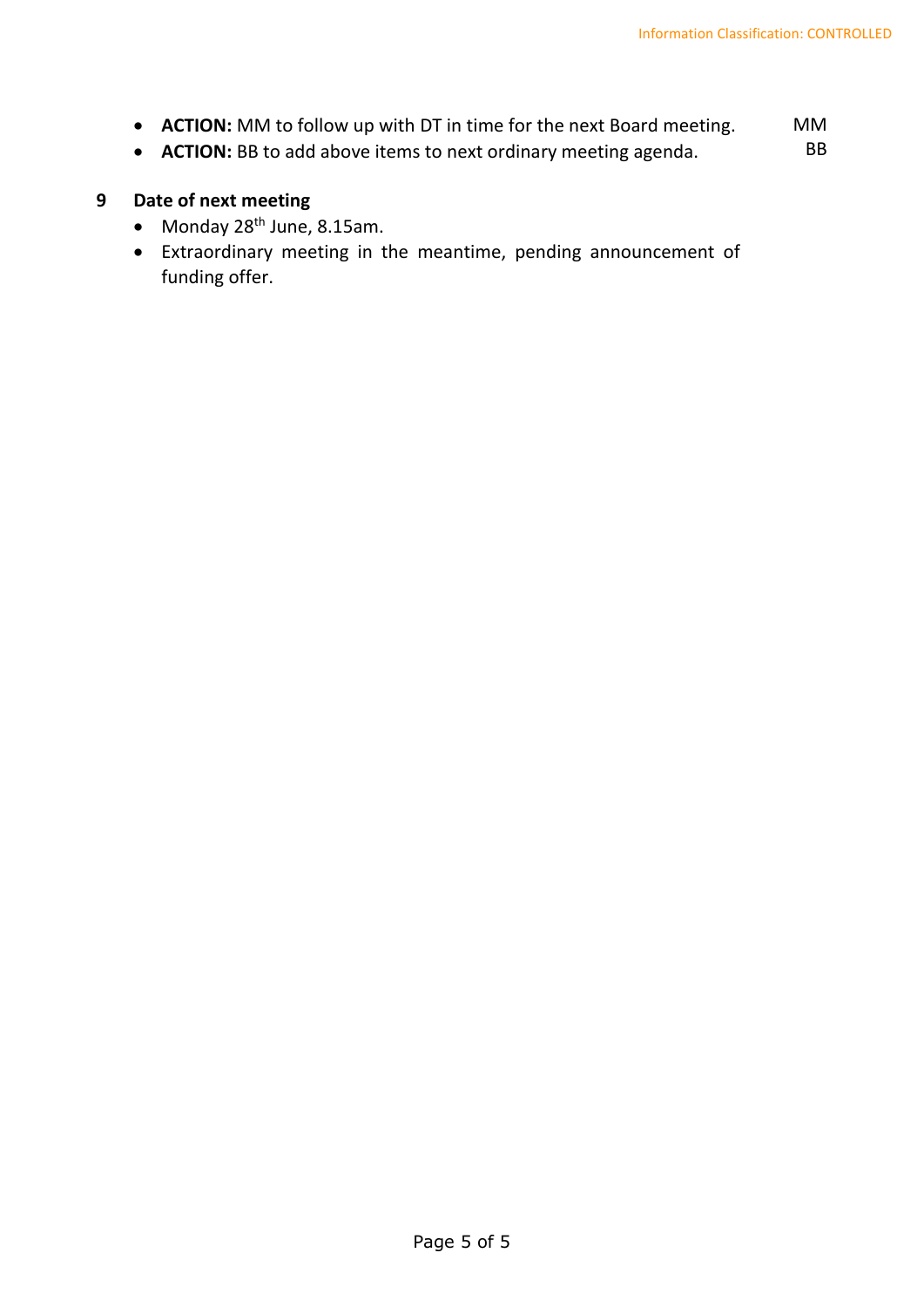- **ACTION:** MM to follow up with DT in time for the next Board meeting. MM
- **ACTION:** BB to add above items to next ordinary meeting agenda. BB

## 9 Date of next meeting

- Monday 28th June, 8.15am.
- Extraordinary meeting in the meantime, pending announcement of funding offer.